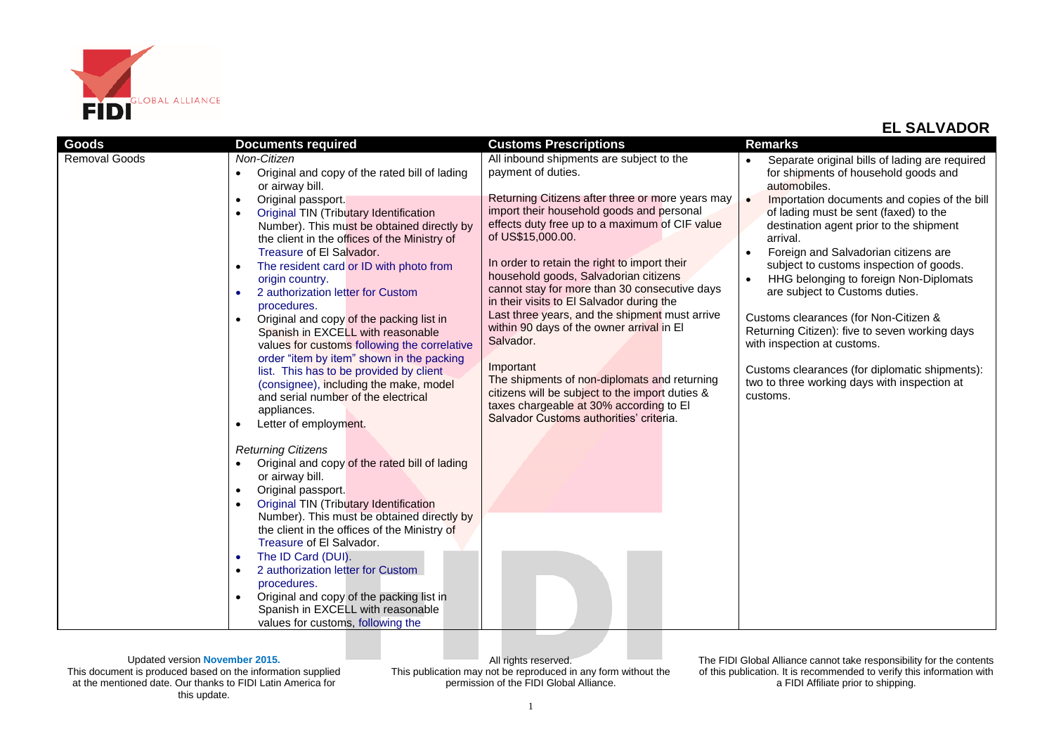# EL SALVADOR

| Goods | Documents required | Customs Prescriptions | Remarks |
|---|---|---|---|
| Removal Goods | *Non-Citizen*<br>• Original and copy of the rated bill of lading or airway bill.<br>• Original passport.<br>• Original TIN (Tributary Identification Number). This must be obtained directly by the client in the offices of the Ministry of Treasure of El Salvador.<br>• The resident card or ID with photo from origin country.<br>• 2 authorization letter for Custom procedures.<br>• Original and copy of the packing list in Spanish in EXCELL with reasonable values for customs following the correlative order "item by item" shown in the packing list. This has to be provided by client (consignee), including the make, model and serial number of the electrical appliances.<br>• Letter of employment.<br><br>*Returning Citizens*<br>• Original and copy of the rated bill of lading or airway bill.<br>• Original passport.<br>• Original TIN (Tributary Identification Number). This must be obtained directly by the client in the offices of the Ministry of Treasure of El Salvador.<br>• The ID Card (DUI).<br>• 2 authorization letter for Custom procedures.<br>• Original and copy of the packing list in Spanish in EXCELL with reasonable values for customs, following the | All inbound shipments are subject to the payment of duties.<br><br>Returning Citizens after three or more years may import their household goods and personal effects duty free up to a maximum of CIF value of US$15,000.00.<br><br>In order to retain the right to import their household goods, Salvadorian citizens cannot stay for more than 30 consecutive days in their visits to El Salvador during the Last three years, and the shipment must arrive within 90 days of the owner arrival in El Salvador.<br><br>Important<br>The shipments of non-diplomats and returning citizens will be subject to the import duties & taxes chargeable at 30% according to El Salvador Customs authorities' criteria. | • Separate original bills of lading are required for shipments of household goods and automobiles.<br>• Importation documents and copies of the bill of lading must be sent (faxed) to the destination agent prior to the shipment arrival.<br>• Foreign and Salvadorian citizens are subject to customs inspection of goods.<br>• HHG belonging to foreign Non-Diplomats are subject to Customs duties.<br><br>Customs clearances (for Non-Citizen & Returning Citizen): five to seven working days with inspection at customs.<br><br>Customs clearances (for diplomatic shipments): two to three working days with inspection at customs. |

Updated version November 2015.
This document is produced based on the information supplied at the mentioned date. Our thanks to FIDI Latin America for this update.

All rights reserved.
This publication may not be reproduced in any form without the permission of the FIDI Global Alliance.

The FIDI Global Alliance cannot take responsibility for the contents of this publication. It is recommended to verify this information with a FIDI Affiliate prior to shipping.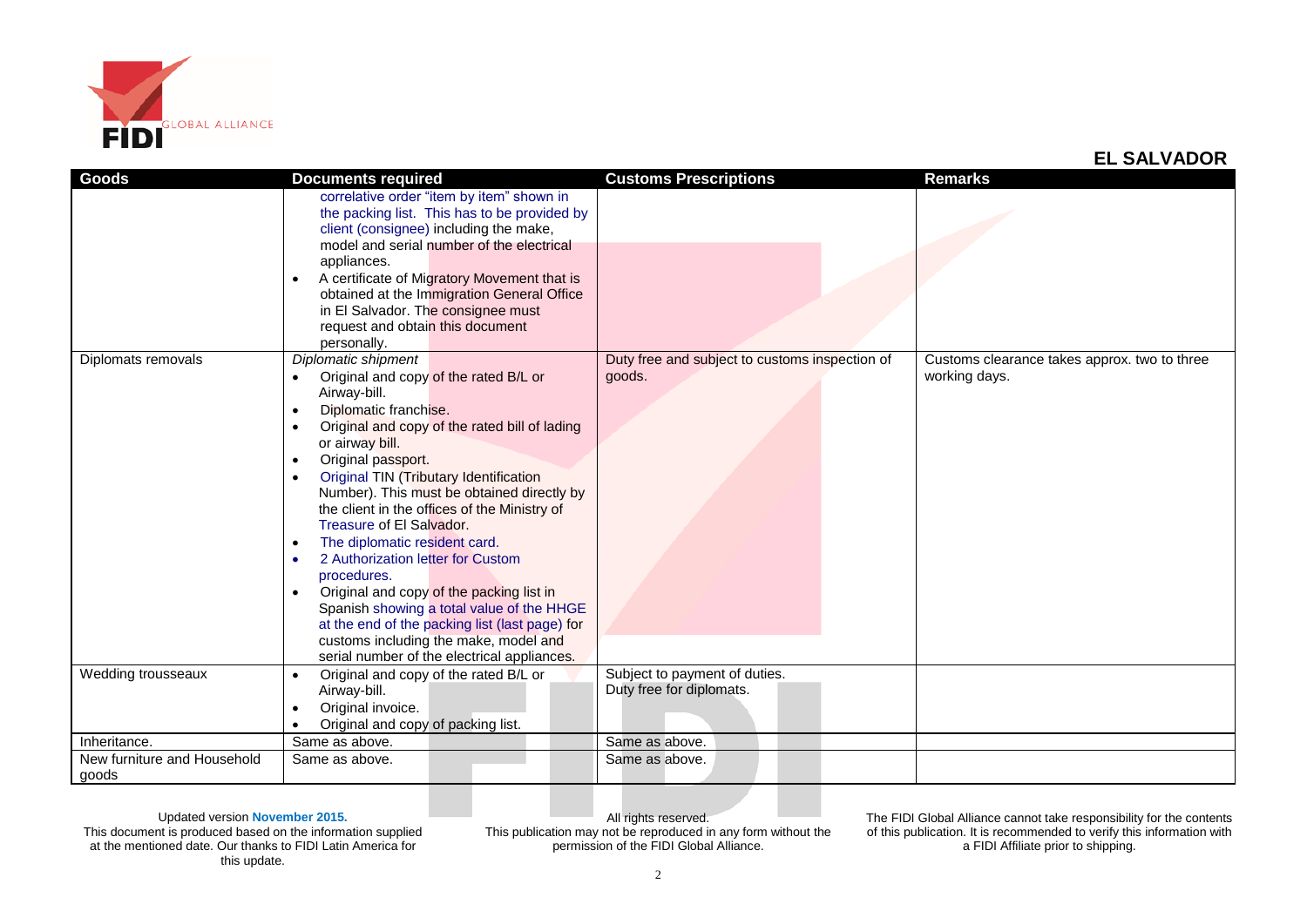## EL SALVADOR

| Goods | Documents required | Customs Prescriptions | Remarks |
|---|---|---|---|
| | correlative order "item by item" shown in the packing list. This has to be provided by client (consignee) including the make, model and serial number of the electrical appliances.<br>• A certificate of Migratory Movement that is obtained at the Immigration General Office in El Salvador. The consignee must request and obtain this document personally. | | |
| Diplomats removals | *Diplomatic shipment*<br>• Original and copy of the rated B/L or Airway-bill.<br>• Diplomatic franchise.<br>• Original and copy of the rated bill of lading or airway bill.<br>• Original passport.<br>• Original TIN (Tributary Identification Number). This must be obtained directly by the client in the offices of the Ministry of Treasure of El Salvador.<br>• The diplomatic resident card.<br>• 2 Authorization letter for Custom procedures.<br>• Original and copy of the packing list in Spanish showing a total value of the HHGE at the end of the packing list (last page) for customs including the make, model and serial number of the electrical appliances. | Duty free and subject to customs inspection of goods. | Customs clearance takes approx. two to three working days. |
| Wedding trousseaux | • Original and copy of the rated B/L or Airway-bill.<br>• Original invoice.<br>• Original and copy of packing list. | Subject to payment of duties.<br>Duty free for diplomats. | |
| Inheritance. | Same as above. | Same as above. | |
| New furniture and Household goods | Same as above. | Same as above. | |

Updated version **November 2015.**
This document is produced based on the information supplied at the mentioned date. Our thanks to FIDI Latin America for this update.

All rights reserved.
This publication may not be reproduced in any form without the permission of the FIDI Global Alliance.

The FIDI Global Alliance cannot take responsibility for the contents of this publication. It is recommended to verify this information with a FIDI Affiliate prior to shipping.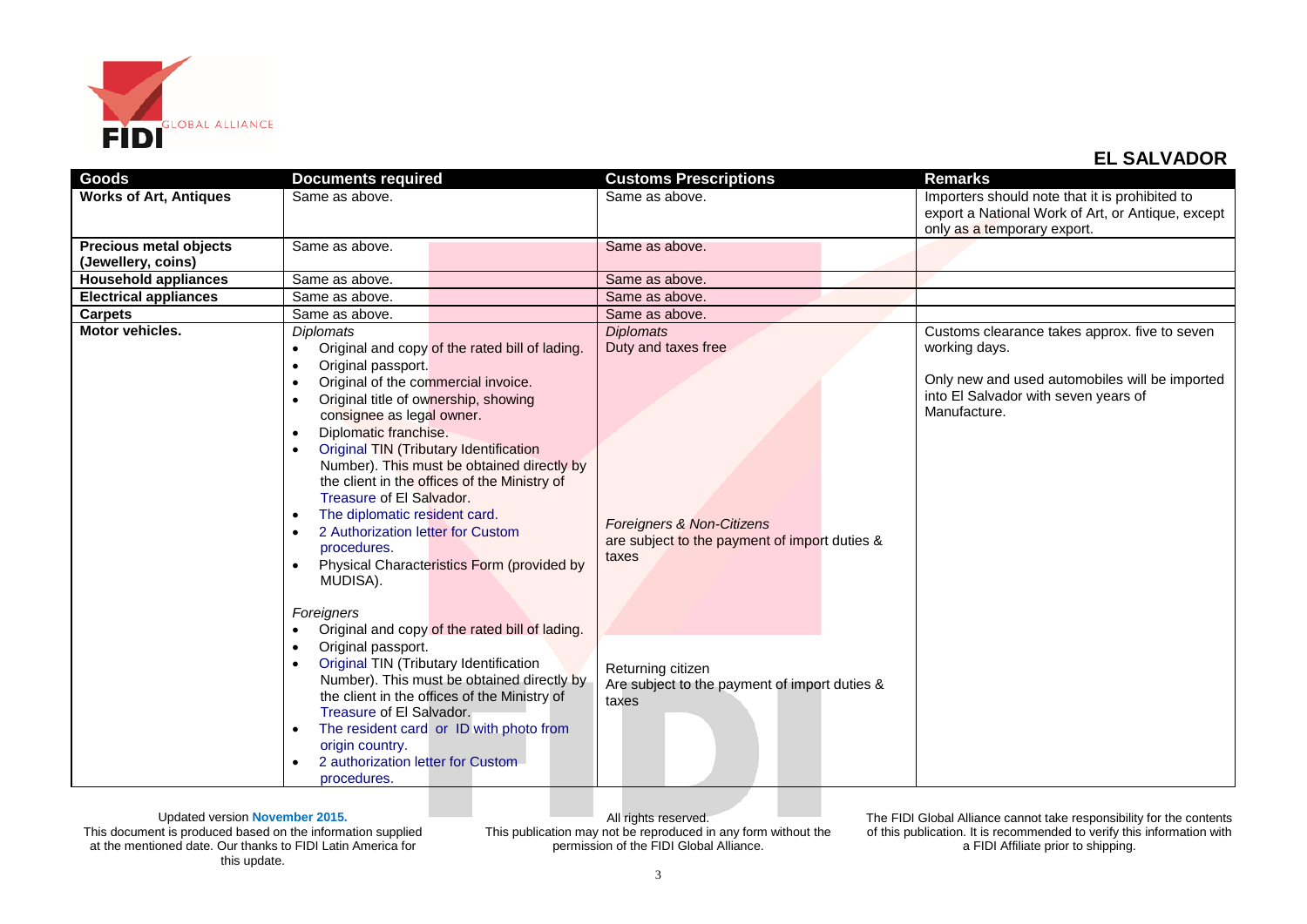## EL SALVADOR

| Goods | Documents required | Customs Prescriptions | Remarks |
|---|---|---|---|
| **Works of Art, Antiques** | Same as above. | Same as above. | Importers should note that it is prohibited to export a National Work of Art, or Antique, except only as a temporary export. |
| **Precious metal objects (Jewellery, coins)** | Same as above. | Same as above. | |
| **Household appliances** | Same as above. | Same as above. | |
| **Electrical appliances** | Same as above. | Same as above. | |
| **Carpets** | Same as above. | Same as above. | |
| **Motor vehicles.** | *Diplomats*<br>• Original and copy of the rated bill of lading.<br>• Original passport.<br>• Original of the commercial invoice.<br>• Original title of ownership, showing consignee as legal owner.<br>• Diplomatic franchise.<br>• Original TIN (Tributary Identification Number). This must be obtained directly by the client in the offices of the Ministry of Treasure of El Salvador.<br>• The diplomatic resident card.<br>• 2 Authorization letter for Custom procedures.<br>• Physical Characteristics Form (provided by MUDISA).<br><br>*Foreigners*<br>• Original and copy of the rated bill of lading.<br>• Original passport.<br>• Original TIN (Tributary Identification Number). This must be obtained directly by the client in the offices of the Ministry of Treasure of El Salvador.<br>• The resident card or ID with photo from origin country.<br>• 2 authorization letter for Custom procedures. | *Diplomats*<br>Duty and taxes free<br><br>*Foreigners & Non-Citizens*<br>are subject to the payment of import duties & taxes<br><br>Returning citizen<br>Are subject to the payment of import duties & taxes | Customs clearance takes approx. five to seven working days.<br><br>Only new and used automobiles will be imported into El Salvador with seven years of Manufacture. |

Updated version **November 2015.**
This document is produced based on the information supplied at the mentioned date. Our thanks to FIDI Latin America for this update.

All rights reserved.
This publication may not be reproduced in any form without the permission of the FIDI Global Alliance.

The FIDI Global Alliance cannot take responsibility for the contents of this publication. It is recommended to verify this information with a FIDI Affiliate prior to shipping.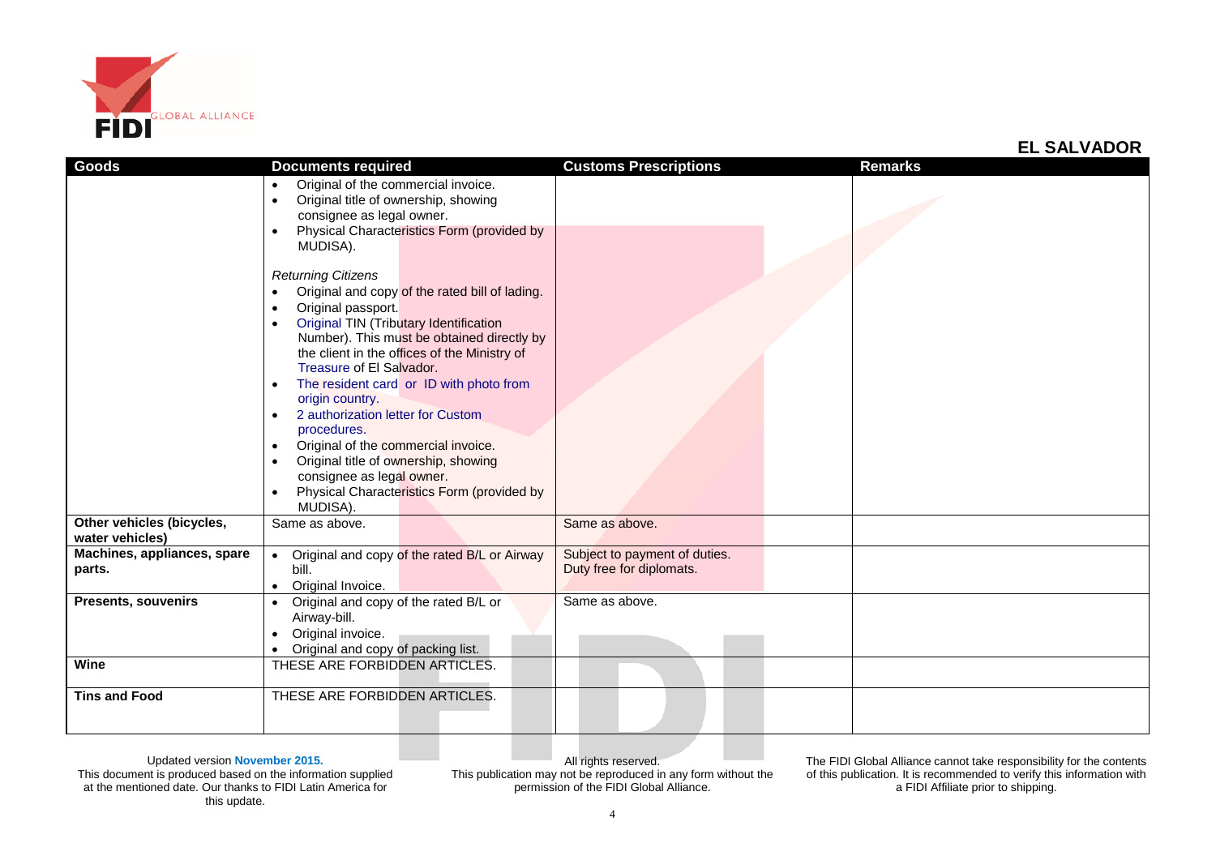## EL SALVADOR

| Goods | Documents required | Customs Prescriptions | Remarks |
| --- | --- | --- | --- |
| | • Original of the commercial invoice.<br>• Original title of ownership, showing consignee as legal owner.<br>• Physical Characteristics Form (provided by MUDISA).<br><br>*Returning Citizens*<br>• Original and copy of the rated bill of lading.<br>• Original passport.<br>• Original TIN (Tributary Identification Number). This must be obtained directly by the client in the offices of the Ministry of Treasure of El Salvador.<br>• The resident card or ID with photo from origin country.<br>• 2 authorization letter for Custom procedures.<br>• Original of the commercial invoice.<br>• Original title of ownership, showing consignee as legal owner.<br>• Physical Characteristics Form (provided by MUDISA). | | |
| **Other vehicles (bicycles, water vehicles)** | Same as above. | Same as above. | |
| **Machines, appliances, spare parts.** | • Original and copy of the rated B/L or Airway bill.<br>• Original Invoice. | Subject to payment of duties.<br>Duty free for diplomats. | |
| **Presents, souvenirs** | • Original and copy of the rated B/L or Airway-bill.<br>• Original invoice.<br>• Original and copy of packing list. | Same as above. | |
| **Wine** | THESE ARE FORBIDDEN ARTICLES. | | |
| **Tins and Food** | THESE ARE FORBIDDEN ARTICLES. | | |

Updated version November 2015.
This document is produced based on the information supplied at the mentioned date. Our thanks to FIDI Latin America for this update.

All rights reserved.
This publication may not be reproduced in any form without the permission of the FIDI Global Alliance.

The FIDI Global Alliance cannot take responsibility for the contents of this publication. It is recommended to verify this information with a FIDI Affiliate prior to shipping.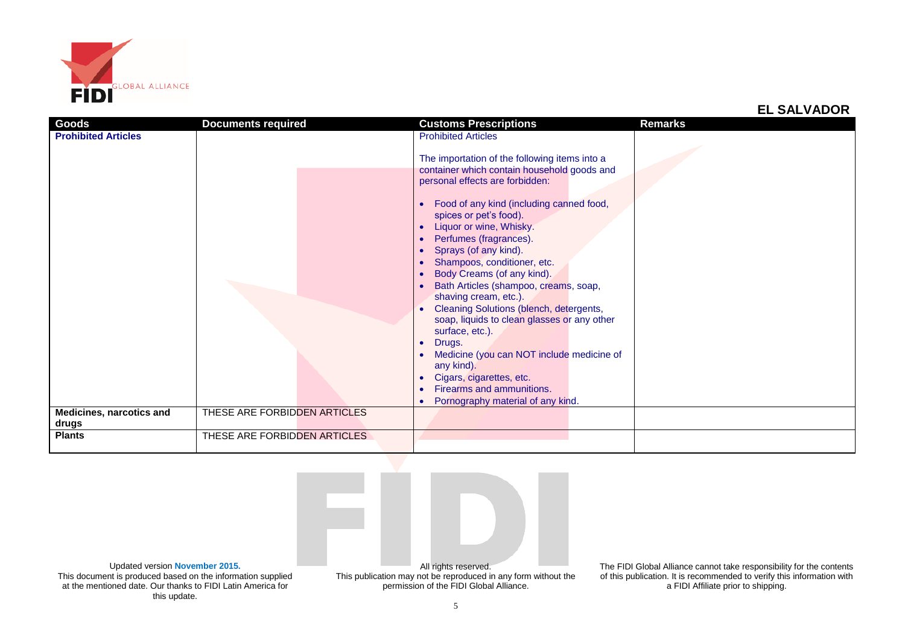## EL SALVADOR

| Goods | Documents required | Customs Prescriptions | Remarks |
|---|---|---|---|
| **Prohibited Articles** | | Prohibited Articles<br><br>The importation of the following items into a container which contain household goods and personal effects are forbidden:<br><br>• Food of any kind (including canned food, spices or pet's food).<br>• Liquor or wine, Whisky.<br>• Perfumes (fragrances).<br>• Sprays (of any kind).<br>• Shampoos, conditioner, etc.<br>• Body Creams (of any kind).<br>• Bath Articles (shampoo, creams, soap, shaving cream, etc.).<br>• Cleaning Solutions (blench, detergents, soap, liquids to clean glasses or any other surface, etc.).<br>• Drugs.<br>• Medicine (you can NOT include medicine of any kind).<br>• Cigars, cigarettes, etc.<br>• Firearms and ammunitions.<br>• Pornography material of any kind. | |
| **Medicines, narcotics and drugs** | THESE ARE FORBIDDEN ARTICLES | | |
| **Plants** | THESE ARE FORBIDDEN ARTICLES | | |

Updated version **November 2015.**
This document is produced based on the information supplied at the mentioned date. Our thanks to FIDI Latin America for this update.

All rights reserved.
This publication may not be reproduced in any form without the permission of the FIDI Global Alliance.

The FIDI Global Alliance cannot take responsibility for the contents of this publication. It is recommended to verify this information with a FIDI Affiliate prior to shipping.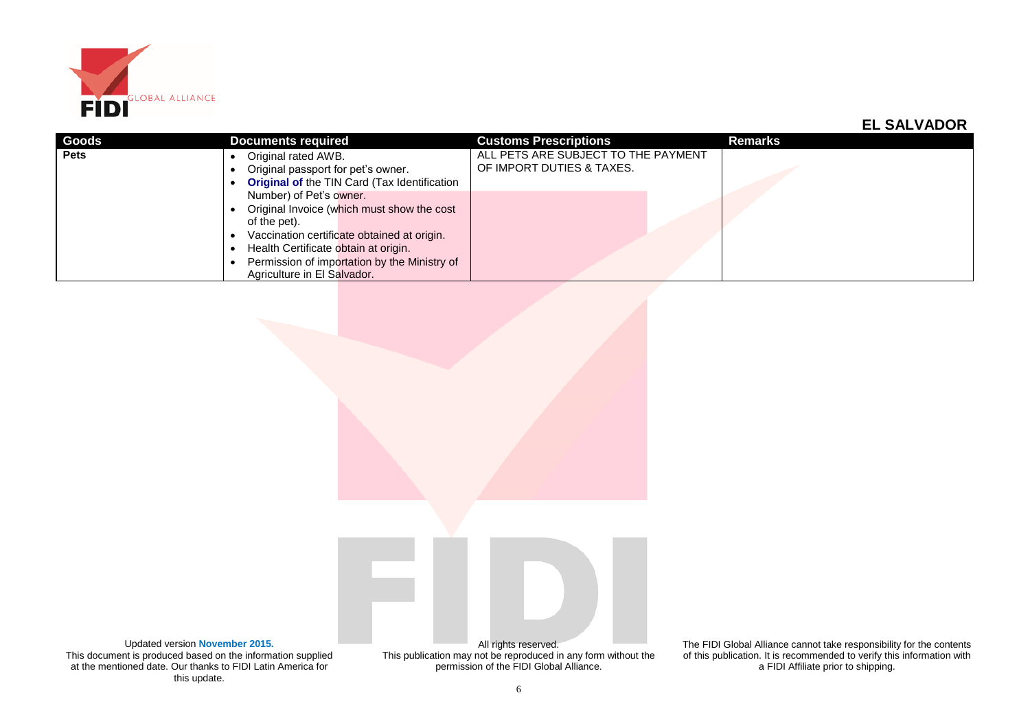## EL SALVADOR

| Goods | Documents required | Customs Prescriptions | Remarks |
|---|---|---|---|
| **Pets** | • Original rated AWB.<br>• Original passport for pet's owner.<br>• **Original of** the TIN Card (Tax Identification Number) of Pet's owner.<br>• Original Invoice (which must show the cost of the pet).<br>• Vaccination certificate obtained at origin.<br>• Health Certificate obtain at origin.<br>• Permission of importation by the Ministry of Agriculture in El Salvador. | ALL PETS ARE SUBJECT TO THE PAYMENT OF IMPORT DUTIES & TAXES. | |

Updated version **November 2015.**
This document is produced based on the information supplied at the mentioned date. Our thanks to FIDI Latin America for this update.

All rights reserved.
This publication may not be reproduced in any form without the permission of the FIDI Global Alliance.

The FIDI Global Alliance cannot take responsibility for the contents of this publication. It is recommended to verify this information with a FIDI Affiliate prior to shipping.